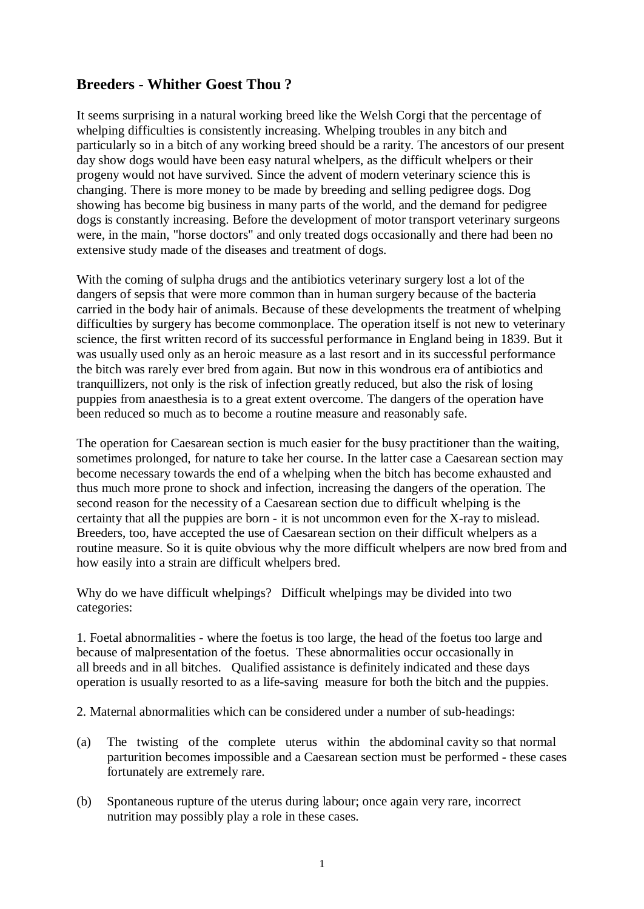## Breeders - Whither Goest Thou ?

It seems surprising in a natural working breed like the Welsh Corgi that the percentage of whelping difficulties is consistently increasing. Whelping troubles in any bitch and particularly so in a bitch of any working breed should be a rarity. The ancestors of our present day show dogs would have been easy natural whelpers, as the difficult whelpers or their progeny would not have survived. Since the advent of modern veterinary science this is changing. There is more money to be made by breeding and selling pedigree dogs. Dog showing has become big business in many parts of the world, and the demand for pedigree dogs is constantly increasing. Before the development of motor transport veterinary surgeons were, in the main, "horse doctors" and only treated dogs occasionally and there had been no extensive study made of the diseases and treatment of dogs.

With the coming of sulpha drugs and the antibiotics veterinary surgery lost a lot of the dangers of sepsis that were more common than in human surgery because of the bacteria carried in the body hair of animals. Because of these developments the treatment of whelping difficulties by surgery has become commonplace. The operation itself is not new to veterinary science, the first written record of its successful performance in England being in 1839. But it was usually used only as an heroic measure as a last resort and in its successful performance the bitch was rarely ever bred from again. But now in this wondrous era of antibiotics and tranquillizers, not only is the risk of infection greatly reduced, but also the risk of losing puppies from anaesthesia is to a great extent overcome. The dangers of the operation have been reduced so much as to become a routine measure and reasonably safe.

The operation for Caesarean section is much easier for the busy practitioner than the waiting, sometimes prolonged, for nature to take her course. In the latter case a Caesarean section may become necessary towards the end of a whelping when the bitch has become exhausted and thus much more prone to shock and infection, increasing the dangers of the operation. The second reason for the necessity of a Caesarean section due to difficult whelping is the certainty that all the puppies are born - it is not uncommon even for the X-ray to mislead. Breeders, too, have accepted the use of Caesarean section on their difficult whelpers as a routine measure. So it is quite obvious why the more difficult whelpers are now bred from and how easily into a strain are difficult whelpers bred.

Why do we have difficult whelpings? Difficult whelpings may be divided into two categories:

1. Foetal abnormalities - where the foetus is too large, the head of the foetus too large and because of malpresentation of the foetus. These abnormalities occur occasionally in all breeds and in all bitches. Qualified assistance is definitely indicated and these days operation is usually resorted to as a life-saving measure for both the bitch and the puppies.

2. Maternal abnormalities which can be considered under a number of sub-headings:

(a) The twisting of the complete uterus within the abdominal cavity so that normal parturition becomes impossible and a Caesarean section must be performed - these cases fortunately are extremely rare.

(b) Spontaneous rupture of the uterus during labour; once again very rare, incorrect nutrition may possibly play a role in these cases.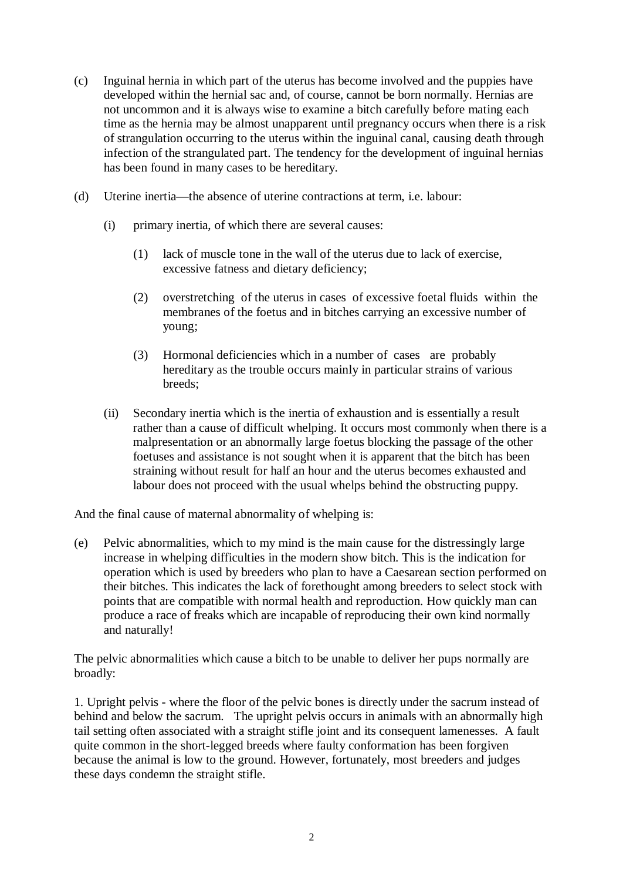(c) Inguinal hernia in which part of the uterus has become involved and the puppies have developed within the hernial sac and, of course, cannot be born normally. Hernias are not uncommon and it is always wise to examine a bitch carefully before mating each time as the hernia may be almost unapparent until pregnancy occurs when there is a risk of strangulation occurring to the uterus within the inguinal canal, causing death through infection of the strangulated part. The tendency for the development of inguinal hernias has been found in many cases to be hereditary.

(d) Uterine inertia—the absence of uterine contractions at term, i.e. labour:

- (i) primary inertia, of which there are several causes:

  - (1) lack of muscle tone in the wall of the uterus due to lack of exercise, excessive fatness and dietary deficiency;

  - (2) overstretching of the uterus in cases of excessive foetal fluids within the membranes of the foetus and in bitches carrying an excessive number of young;

  - (3) Hormonal deficiencies which in a number of cases are probably hereditary as the trouble occurs mainly in particular strains of various breeds;

- (ii) Secondary inertia which is the inertia of exhaustion and is essentially a result rather than a cause of difficult whelping. It occurs most commonly when there is a malpresentation or an abnormally large foetus blocking the passage of the other foetuses and assistance is not sought when it is apparent that the bitch has been straining without result for half an hour and the uterus becomes exhausted and labour does not proceed with the usual whelps behind the obstructing puppy.

And the final cause of maternal abnormality of whelping is:

(e) Pelvic abnormalities, which to my mind is the main cause for the distressingly large increase in whelping difficulties in the modern show bitch. This is the indication for operation which is used by breeders who plan to have a Caesarean section performed on their bitches. This indicates the lack of forethought among breeders to select stock with points that are compatible with normal health and reproduction. How quickly man can produce a race of freaks which are incapable of reproducing their own kind normally and naturally!

The pelvic abnormalities which cause a bitch to be unable to deliver her pups normally are broadly:

1. Upright pelvis - where the floor of the pelvic bones is directly under the sacrum instead of behind and below the sacrum. The upright pelvis occurs in animals with an abnormally high tail setting often associated with a straight stifle joint and its consequent lamenesses. A fault quite common in the short-legged breeds where faulty conformation has been forgiven because the animal is low to the ground. However, fortunately, most breeders and judges these days condemn the straight stifle.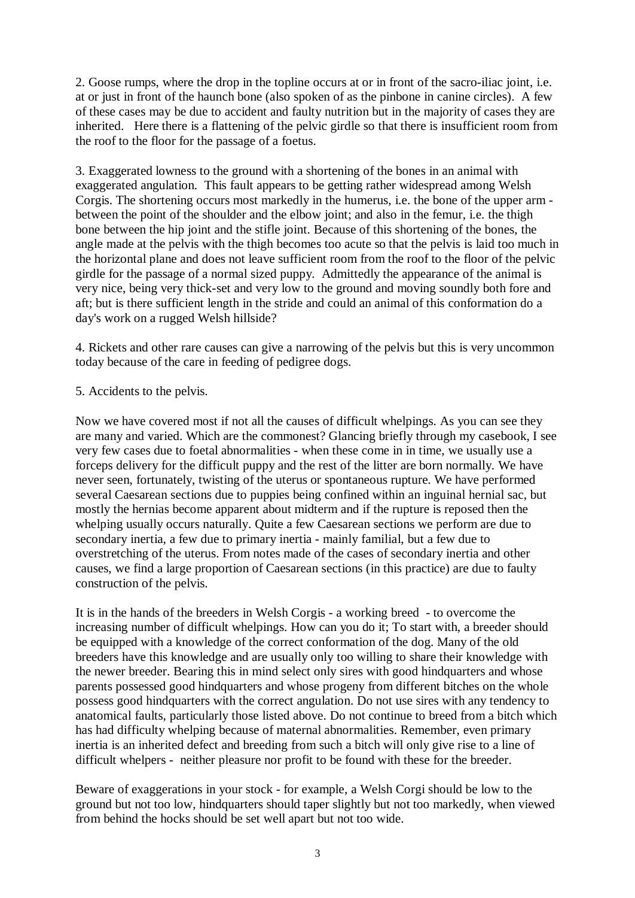2. Goose rumps, where the drop in the topline occurs at or in front of the sacro-iliac joint, i.e. at or just in front of the haunch bone (also spoken of as the pinbone in canine circles). A few of these cases may be due to accident and faulty nutrition but in the majority of cases they are inherited. Here there is a flattening of the pelvic girdle so that there is insufficient room from the roof to the floor for the passage of a foetus.

3. Exaggerated lowness to the ground with a shortening of the bones in an animal with exaggerated angulation. This fault appears to be getting rather widespread among Welsh Corgis. The shortening occurs most markedly in the humerus, i.e. the bone of the upper arm - between the point of the shoulder and the elbow joint; and also in the femur, i.e. the thigh bone between the hip joint and the stifle joint. Because of this shortening of the bones, the angle made at the pelvis with the thigh becomes too acute so that the pelvis is laid too much in the horizontal plane and does not leave sufficient room from the roof to the floor of the pelvic girdle for the passage of a normal sized puppy. Admittedly the appearance of the animal is very nice, being very thick-set and very low to the ground and moving soundly both fore and aft; but is there sufficient length in the stride and could an animal of this conformation do a day's work on a rugged Welsh hillside?

4. Rickets and other rare causes can give a narrowing of the pelvis but this is very uncommon today because of the care in feeding of pedigree dogs.

5. Accidents to the pelvis.

Now we have covered most if not all the causes of difficult whelpings. As you can see they are many and varied. Which are the commonest? Glancing briefly through my casebook, I see very few cases due to foetal abnormalities - when these come in in time, we usually use a forceps delivery for the difficult puppy and the rest of the litter are born normally. We have never seen, fortunately, twisting of the uterus or spontaneous rupture. We have performed several Caesarean sections due to puppies being confined within an inguinal hernial sac, but mostly the hernias become apparent about midterm and if the rupture is reposed then the whelping usually occurs naturally. Quite a few Caesarean sections we perform are due to secondary inertia, a few due to primary inertia - mainly familial, but a few due to overstretching of the uterus. From notes made of the cases of secondary inertia and other causes, we find a large proportion of Caesarean sections (in this practice) are due to faulty construction of the pelvis.

It is in the hands of the breeders in Welsh Corgis - a working breed - to overcome the increasing number of difficult whelpings. How can you do it; To start with, a breeder should be equipped with a knowledge of the correct conformation of the dog. Many of the old breeders have this knowledge and are usually only too willing to share their knowledge with the newer breeder. Bearing this in mind select only sires with good hindquarters and whose parents possessed good hindquarters and whose progeny from different bitches on the whole possess good hindquarters with the correct angulation. Do not use sires with any tendency to anatomical faults, particularly those listed above. Do not continue to breed from a bitch which has had difficulty whelping because of maternal abnormalities. Remember, even primary inertia is an inherited defect and breeding from such a bitch will only give rise to a line of difficult whelpers - neither pleasure nor profit to be found with these for the breeder.

Beware of exaggerations in your stock - for example, a Welsh Corgi should be low to the ground but not too low, hindquarters should taper slightly but not too markedly, when viewed from behind the hocks should be set well apart but not too wide.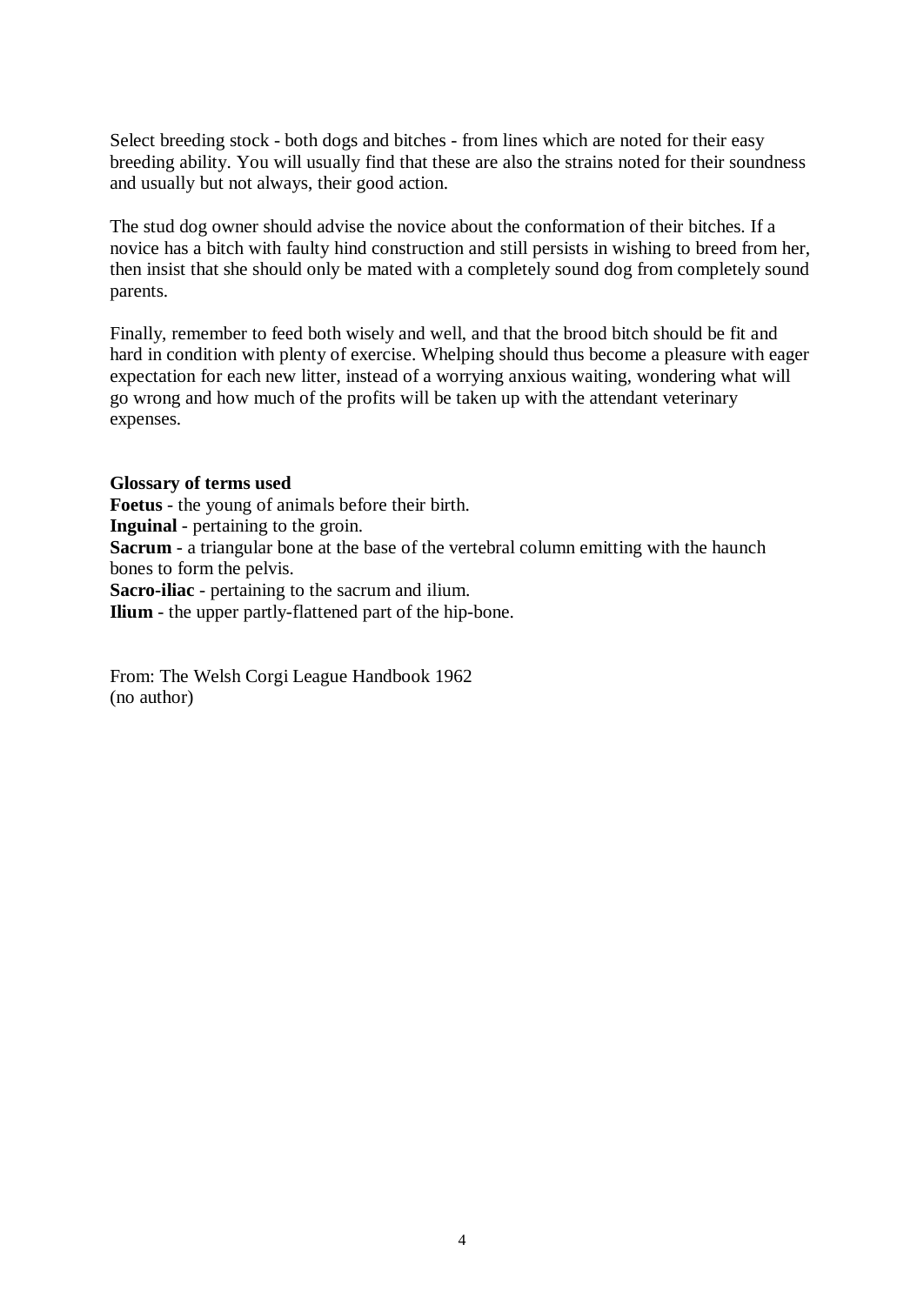Select breeding stock - both dogs and bitches - from lines which are noted for their easy breeding ability. You will usually find that these are also the strains noted for their soundness and usually but not always, their good action.

The stud dog owner should advise the novice about the conformation of their bitches. If a novice has a bitch with faulty hind construction and still persists in wishing to breed from her, then insist that she should only be mated with a completely sound dog from completely sound parents.

Finally, remember to feed both wisely and well, and that the brood bitch should be fit and hard in condition with plenty of exercise. Whelping should thus become a pleasure with eager expectation for each new litter, instead of a worrying anxious waiting, wondering what will go wrong and how much of the profits will be taken up with the attendant veterinary expenses.

**Glossary of terms used**

**Foetus** - the young of animals before their birth.
**Inguinal** - pertaining to the groin.
**Sacrum** - a triangular bone at the base of the vertebral column emitting with the haunch bones to form the pelvis.
**Sacro-iliac** - pertaining to the sacrum and ilium.
**Ilium** - the upper partly-flattened part of the hip-bone.

From: The Welsh Corgi League Handbook 1962
(no author)